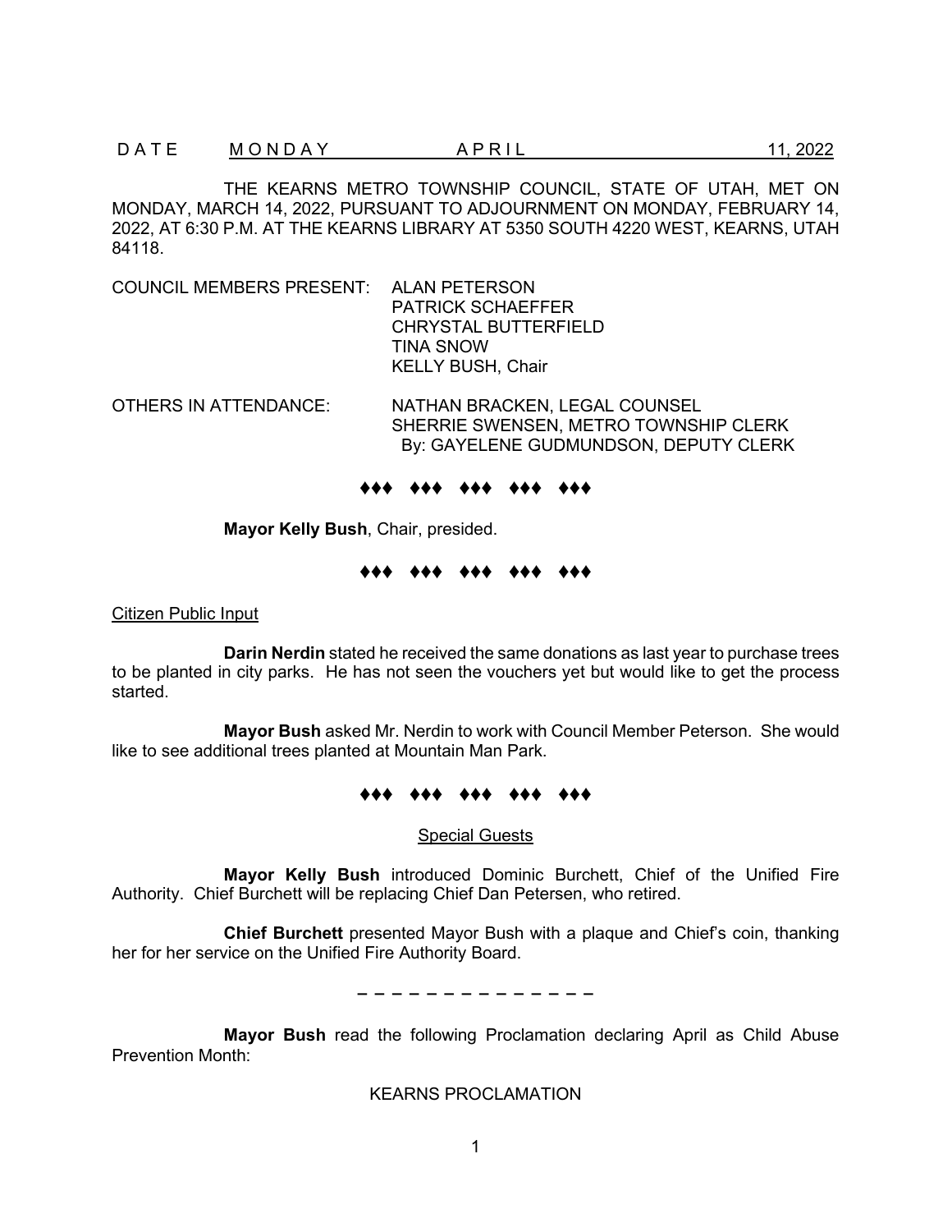DATE MONDAY APRIL 11, 2022

THE KEARNS METRO TOWNSHIP COUNCIL, STATE OF UTAH, MET ON MONDAY, MARCH 14, 2022, PURSUANT TO ADJOURNMENT ON MONDAY, FEBRUARY 14, 2022, AT 6:30 P.M. AT THE KEARNS LIBRARY AT 5350 SOUTH 4220 WEST, KEARNS, UTAH 84118.

| | |
|---|---|
| COUNCIL MEMBERS PRESENT: | ALAN PETERSON |
| | PATRICK SCHAEFFER |
| | CHRYSTAL BUTTERFIELD |
| | TINA SNOW |
| | KELLY BUSH, Chair |
| OTHERS IN ATTENDANCE: | NATHAN BRACKEN, LEGAL COUNSEL |
| | SHERRIE SWENSEN, METRO TOWNSHIP CLERK |
| | By: GAYELENE GUDMUNDSON, DEPUTY CLERK |

♦♦♦ ♦♦♦ ♦♦♦ ♦♦♦ ♦♦♦

**Mayor Kelly Bush**, Chair, presided.

♦♦♦ ♦♦♦ ♦♦♦ ♦♦♦ ♦♦♦

Citizen Public Input

**Darin Nerdin** stated he received the same donations as last year to purchase trees to be planted in city parks. He has not seen the vouchers yet but would like to get the process started.

**Mayor Bush** asked Mr. Nerdin to work with Council Member Peterson. She would like to see additional trees planted at Mountain Man Park.

♦♦♦ ♦♦♦ ♦♦♦ ♦♦♦ ♦♦♦

Special Guests

**Mayor Kelly Bush** introduced Dominic Burchett, Chief of the Unified Fire Authority. Chief Burchett will be replacing Chief Dan Petersen, who retired.

**Chief Burchett** presented Mayor Bush with a plaque and Chief's coin, thanking her for her service on the Unified Fire Authority Board.

– – – – – – – – – – – – – –

**Mayor Bush** read the following Proclamation declaring April as Child Abuse Prevention Month:

KEARNS PROCLAMATION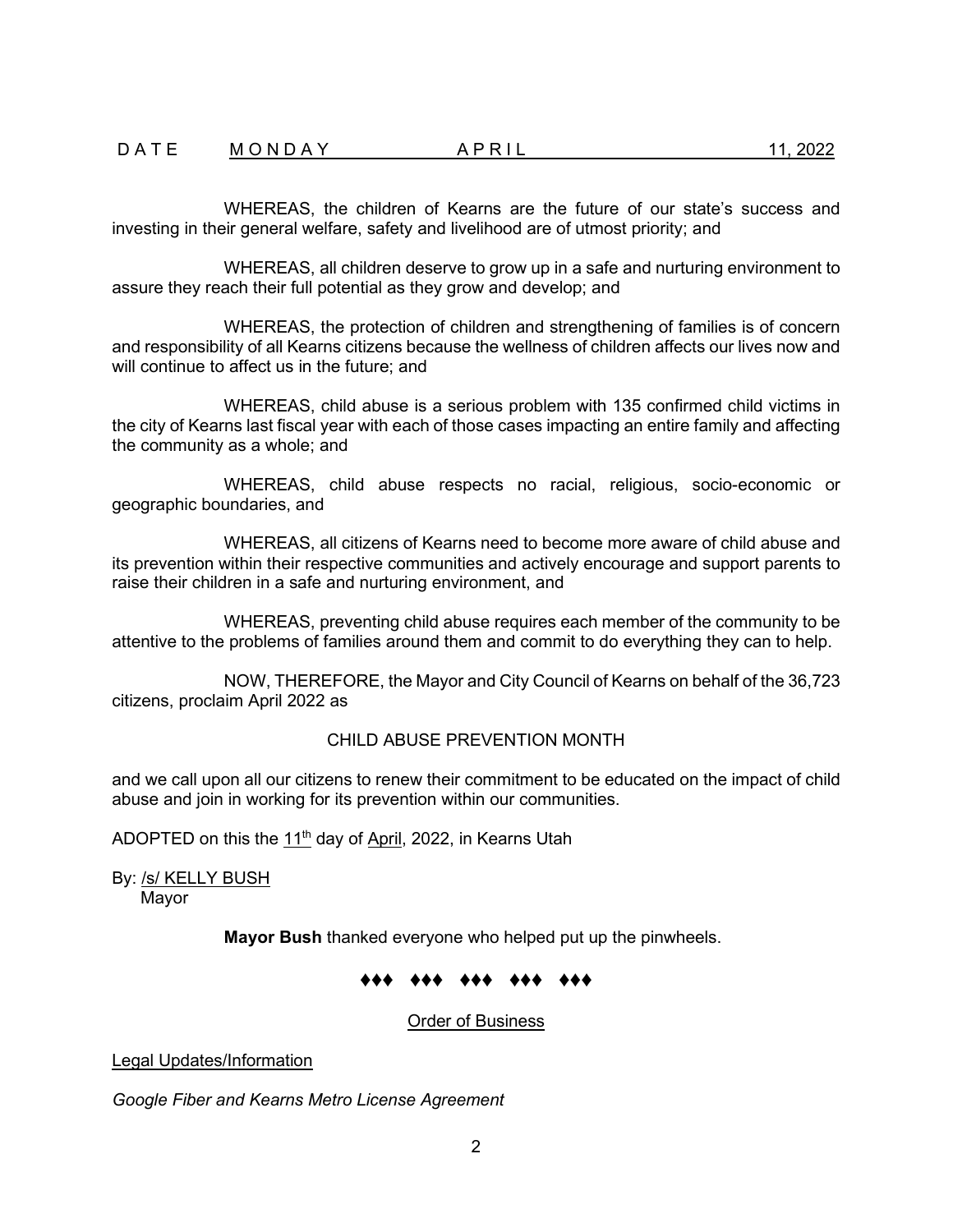WHEREAS, the children of Kearns are the future of our state's success and investing in their general welfare, safety and livelihood are of utmost priority; and

WHEREAS, all children deserve to grow up in a safe and nurturing environment to assure they reach their full potential as they grow and develop; and

WHEREAS, the protection of children and strengthening of families is of concern and responsibility of all Kearns citizens because the wellness of children affects our lives now and will continue to affect us in the future; and

WHEREAS, child abuse is a serious problem with 135 confirmed child victims in the city of Kearns last fiscal year with each of those cases impacting an entire family and affecting the community as a whole; and

WHEREAS, child abuse respects no racial, religious, socio-economic or geographic boundaries, and

WHEREAS, all citizens of Kearns need to become more aware of child abuse and its prevention within their respective communities and actively encourage and support parents to raise their children in a safe and nurturing environment, and

WHEREAS, preventing child abuse requires each member of the community to be attentive to the problems of families around them and commit to do everything they can to help.

NOW, THEREFORE, the Mayor and City Council of Kearns on behalf of the 36,723 citizens, proclaim April 2022 as

CHILD ABUSE PREVENTION MONTH

and we call upon all our citizens to renew their commitment to be educated on the impact of child abuse and join in working for its prevention within our communities.

ADOPTED on this the 11th day of April, 2022, in Kearns Utah

By: /s/ KELLY BUSH
Mayor

**Mayor Bush** thanked everyone who helped put up the pinwheels.

♦♦♦ ♦♦♦ ♦♦♦ ♦♦♦ ♦♦♦

Order of Business

Legal Updates/Information

*Google Fiber and Kearns Metro License Agreement*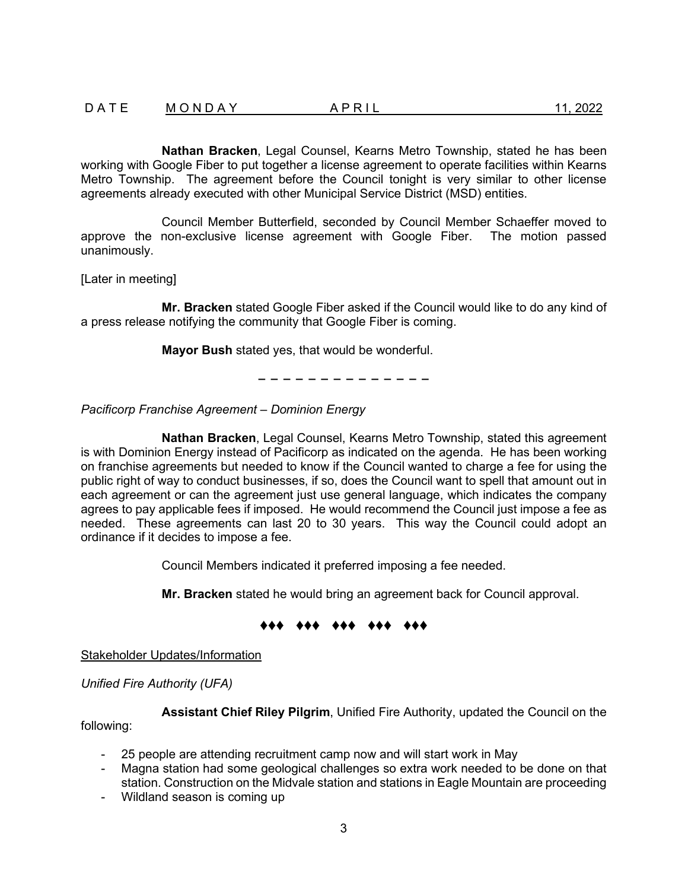Nathan Bracken, Legal Counsel, Kearns Metro Township, stated he has been working with Google Fiber to put together a license agreement to operate facilities within Kearns Metro Township. The agreement before the Council tonight is very similar to other license agreements already executed with other Municipal Service District (MSD) entities.

Council Member Butterfield, seconded by Council Member Schaeffer moved to approve the non-exclusive license agreement with Google Fiber. The motion passed unanimously.

[Later in meeting]

**Mr. Bracken** stated Google Fiber asked if the Council would like to do any kind of a press release notifying the community that Google Fiber is coming.

**Mayor Bush** stated yes, that would be wonderful.

– – – – – – – – – – – – – –

*Pacificorp Franchise Agreement – Dominion Energy*

**Nathan Bracken**, Legal Counsel, Kearns Metro Township, stated this agreement is with Dominion Energy instead of Pacificorp as indicated on the agenda. He has been working on franchise agreements but needed to know if the Council wanted to charge a fee for using the public right of way to conduct businesses, if so, does the Council want to spell that amount out in each agreement or can the agreement just use general language, which indicates the company agrees to pay applicable fees if imposed. He would recommend the Council just impose a fee as needed. These agreements can last 20 to 30 years. This way the Council could adopt an ordinance if it decides to impose a fee.

Council Members indicated it preferred imposing a fee needed.

**Mr. Bracken** stated he would bring an agreement back for Council approval.

♦♦♦ ♦♦♦ ♦♦♦ ♦♦♦ ♦♦♦

Stakeholder Updates/Information

*Unified Fire Authority (UFA)*

**Assistant Chief Riley Pilgrim**, Unified Fire Authority, updated the Council on the following:

- 25 people are attending recruitment camp now and will start work in May
- Magna station had some geological challenges so extra work needed to be done on that station. Construction on the Midvale station and stations in Eagle Mountain are proceeding
- Wildland season is coming up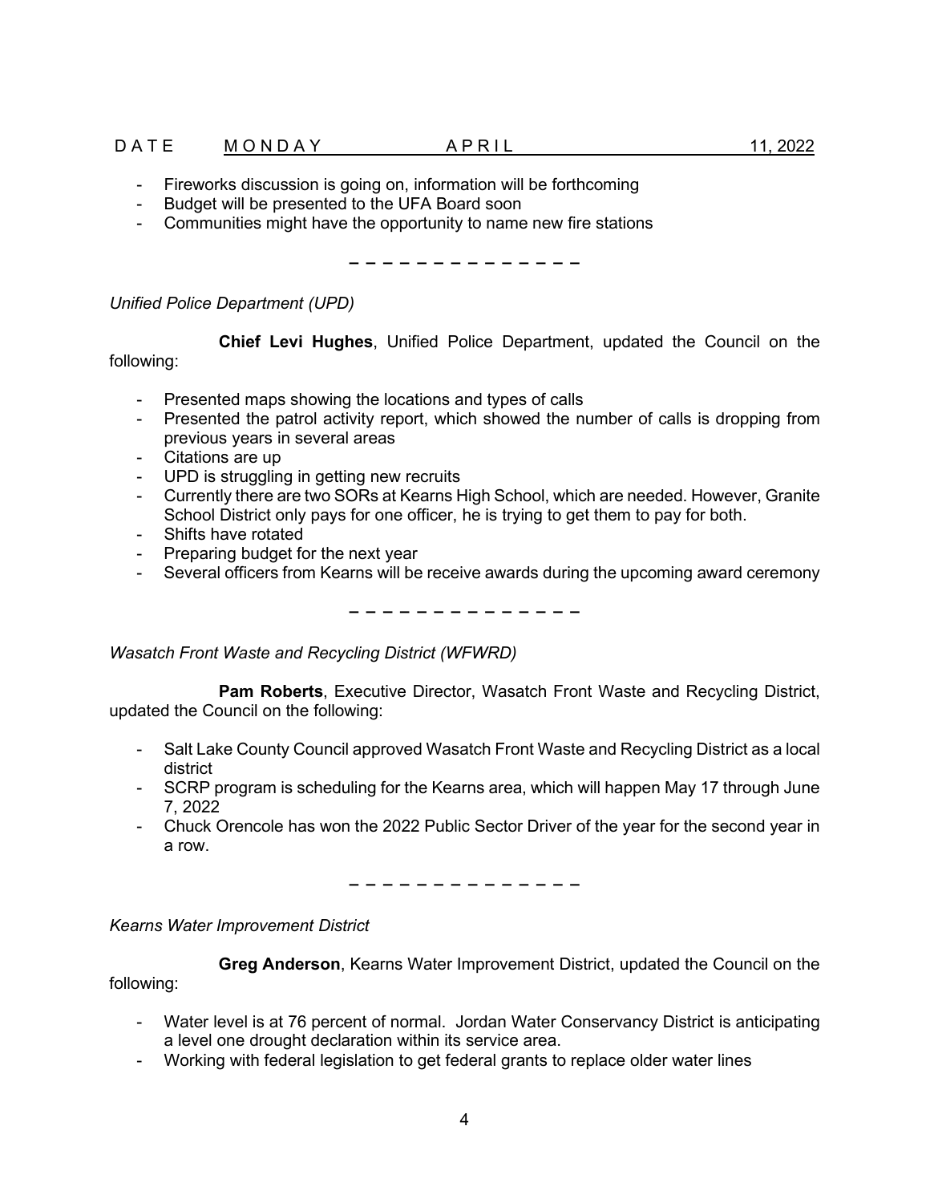- Fireworks discussion is going on, information will be forthcoming
- Budget will be presented to the UFA Board soon
- Communities might have the opportunity to name new fire stations

– – – – – – – – – – – – – –

*Unified Police Department (UPD)*

**Chief Levi Hughes**, Unified Police Department, updated the Council on the following:

- Presented maps showing the locations and types of calls
- Presented the patrol activity report, which showed the number of calls is dropping from previous years in several areas
- Citations are up
- UPD is struggling in getting new recruits
- Currently there are two SORs at Kearns High School, which are needed. However, Granite School District only pays for one officer, he is trying to get them to pay for both.
- Shifts have rotated
- Preparing budget for the next year
- Several officers from Kearns will be receive awards during the upcoming award ceremony

– – – – – – – – – – – – – –

*Wasatch Front Waste and Recycling District (WFWRD)*

**Pam Roberts**, Executive Director, Wasatch Front Waste and Recycling District, updated the Council on the following:

- Salt Lake County Council approved Wasatch Front Waste and Recycling District as a local district
- SCRP program is scheduling for the Kearns area, which will happen May 17 through June 7, 2022
- Chuck Orencole has won the 2022 Public Sector Driver of the year for the second year in a row.

– – – – – – – – – – – – – –

*Kearns Water Improvement District*

**Greg Anderson**, Kearns Water Improvement District, updated the Council on the following:

- Water level is at 76 percent of normal. Jordan Water Conservancy District is anticipating a level one drought declaration within its service area.
- Working with federal legislation to get federal grants to replace older water lines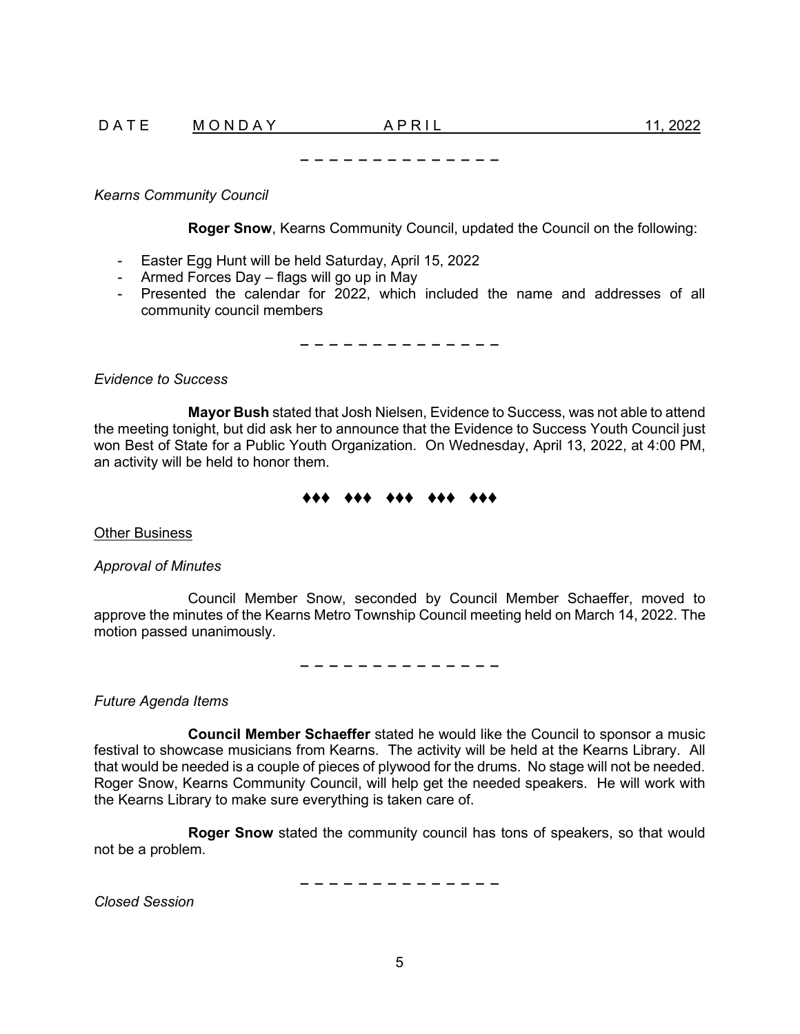_ _ _ _ _ _ _ _ _ _ _ _ _ _

*Kearns Community Council*

**Roger Snow**, Kearns Community Council, updated the Council on the following:

- Easter Egg Hunt will be held Saturday, April 15, 2022
- Armed Forces Day – flags will go up in May
- Presented the calendar for 2022, which included the name and addresses of all community council members

_ _ _ _ _ _ _ _ _ _ _ _ _ _

*Evidence to Success*

**Mayor Bush** stated that Josh Nielsen, Evidence to Success, was not able to attend the meeting tonight, but did ask her to announce that the Evidence to Success Youth Council just won Best of State for a Public Youth Organization. On Wednesday, April 13, 2022, at 4:00 PM, an activity will be held to honor them.

♦♦♦ ♦♦♦ ♦♦♦ ♦♦♦ ♦♦♦

Other Business

*Approval of Minutes*

Council Member Snow, seconded by Council Member Schaeffer, moved to approve the minutes of the Kearns Metro Township Council meeting held on March 14, 2022. The motion passed unanimously.

_ _ _ _ _ _ _ _ _ _ _ _ _ _

*Future Agenda Items*

**Council Member Schaeffer** stated he would like the Council to sponsor a music festival to showcase musicians from Kearns. The activity will be held at the Kearns Library. All that would be needed is a couple of pieces of plywood for the drums. No stage will not be needed. Roger Snow, Kearns Community Council, will help get the needed speakers. He will work with the Kearns Library to make sure everything is taken care of.

**Roger Snow** stated the community council has tons of speakers, so that would not be a problem.

_ _ _ _ _ _ _ _ _ _ _ _ _ _

*Closed Session*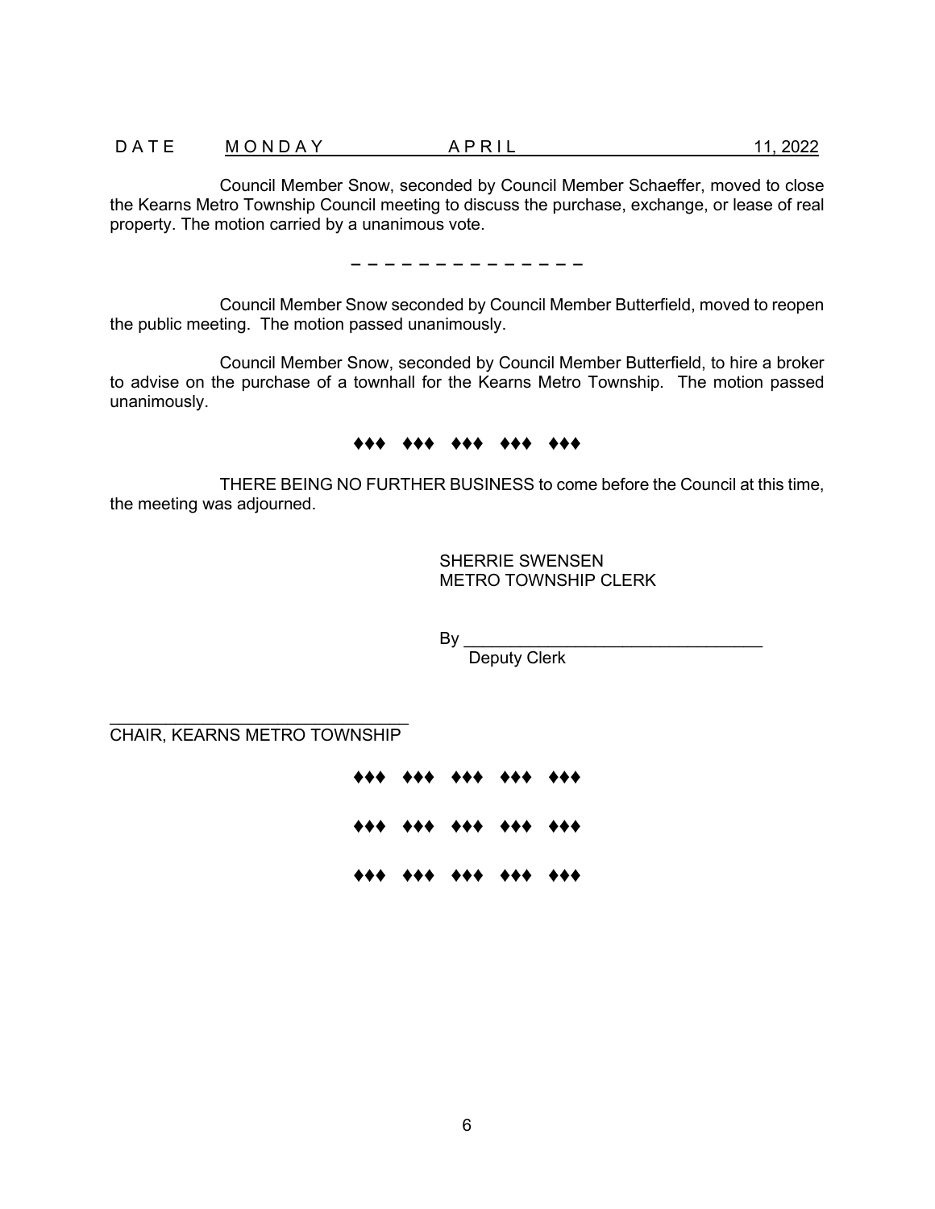DATE MONDAY APRIL 11, 2022

Council Member Snow, seconded by Council Member Schaeffer, moved to close the Kearns Metro Township Council meeting to discuss the purchase, exchange, or lease of real property. The motion carried by a unanimous vote.

– – – – – – – – – – – – – –

Council Member Snow seconded by Council Member Butterfield, moved to reopen the public meeting. The motion passed unanimously.

Council Member Snow, seconded by Council Member Butterfield, to hire a broker to advise on the purchase of a townhall for the Kearns Metro Township. The motion passed unanimously.

♦♦♦ ♦♦♦ ♦♦♦ ♦♦♦ ♦♦♦

THERE BEING NO FURTHER BUSINESS to come before the Council at this time, the meeting was adjourned.

SHERRIE SWENSEN
METRO TOWNSHIP CLERK

By ________________________________
Deputy Clerk

________________________________
CHAIR, KEARNS METRO TOWNSHIP

♦♦♦ ♦♦♦ ♦♦♦ ♦♦♦ ♦♦♦

♦♦♦ ♦♦♦ ♦♦♦ ♦♦♦ ♦♦♦

♦♦♦ ♦♦♦ ♦♦♦ ♦♦♦ ♦♦♦